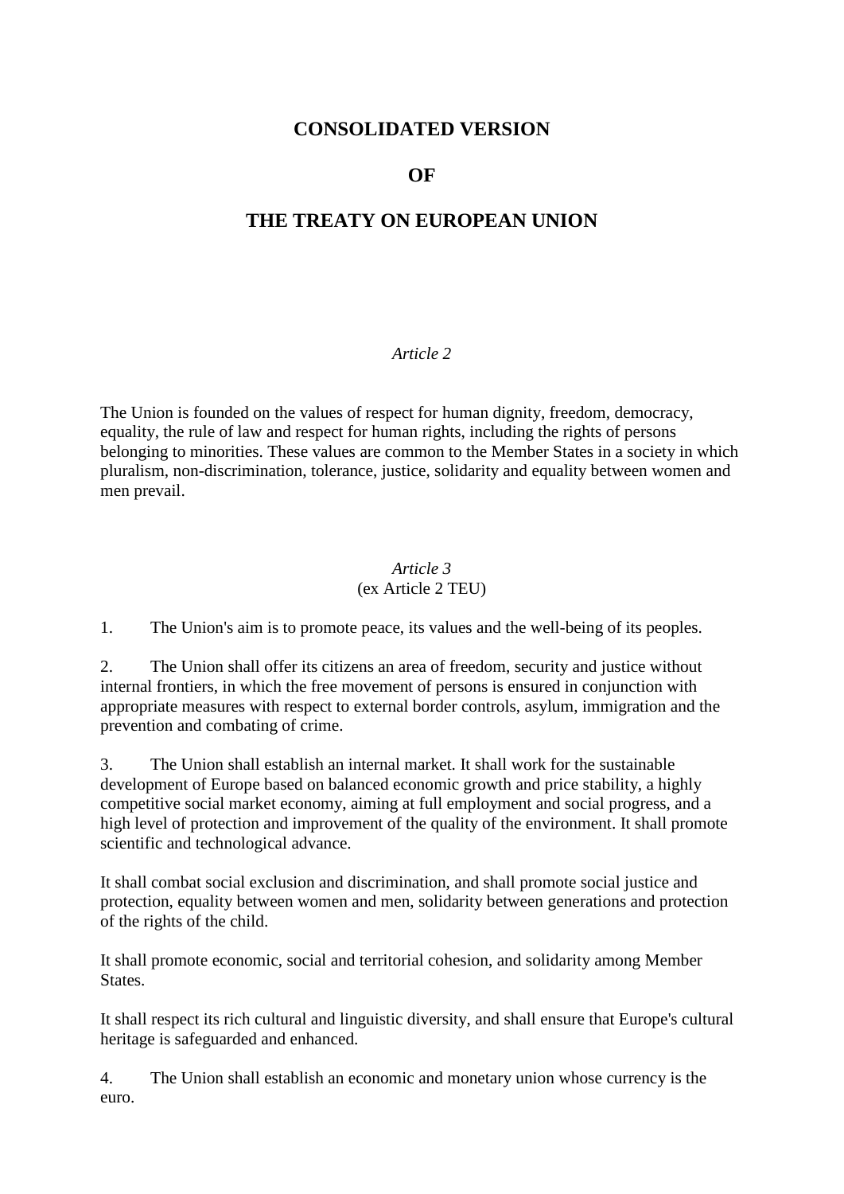# CONSOLIDATED VERSION

# OF

# THE TREATY ON EUROPEAN UNION

*Article 2*

The Union is founded on the values of respect for human dignity, freedom, democracy, equality, the rule of law and respect for human rights, including the rights of persons belonging to minorities. These values are common to the Member States in a society in which pluralism, non-discrimination, tolerance, justice, solidarity and equality between women and men prevail.

*Article 3*
(ex Article 2 TEU)

1. The Union's aim is to promote peace, its values and the well-being of its peoples.

2. The Union shall offer its citizens an area of freedom, security and justice without internal frontiers, in which the free movement of persons is ensured in conjunction with appropriate measures with respect to external border controls, asylum, immigration and the prevention and combating of crime.

3. The Union shall establish an internal market. It shall work for the sustainable development of Europe based on balanced economic growth and price stability, a highly competitive social market economy, aiming at full employment and social progress, and a high level of protection and improvement of the quality of the environment. It shall promote scientific and technological advance.

It shall combat social exclusion and discrimination, and shall promote social justice and protection, equality between women and men, solidarity between generations and protection of the rights of the child.

It shall promote economic, social and territorial cohesion, and solidarity among Member States.

It shall respect its rich cultural and linguistic diversity, and shall ensure that Europe's cultural heritage is safeguarded and enhanced.

4. The Union shall establish an economic and monetary union whose currency is the euro.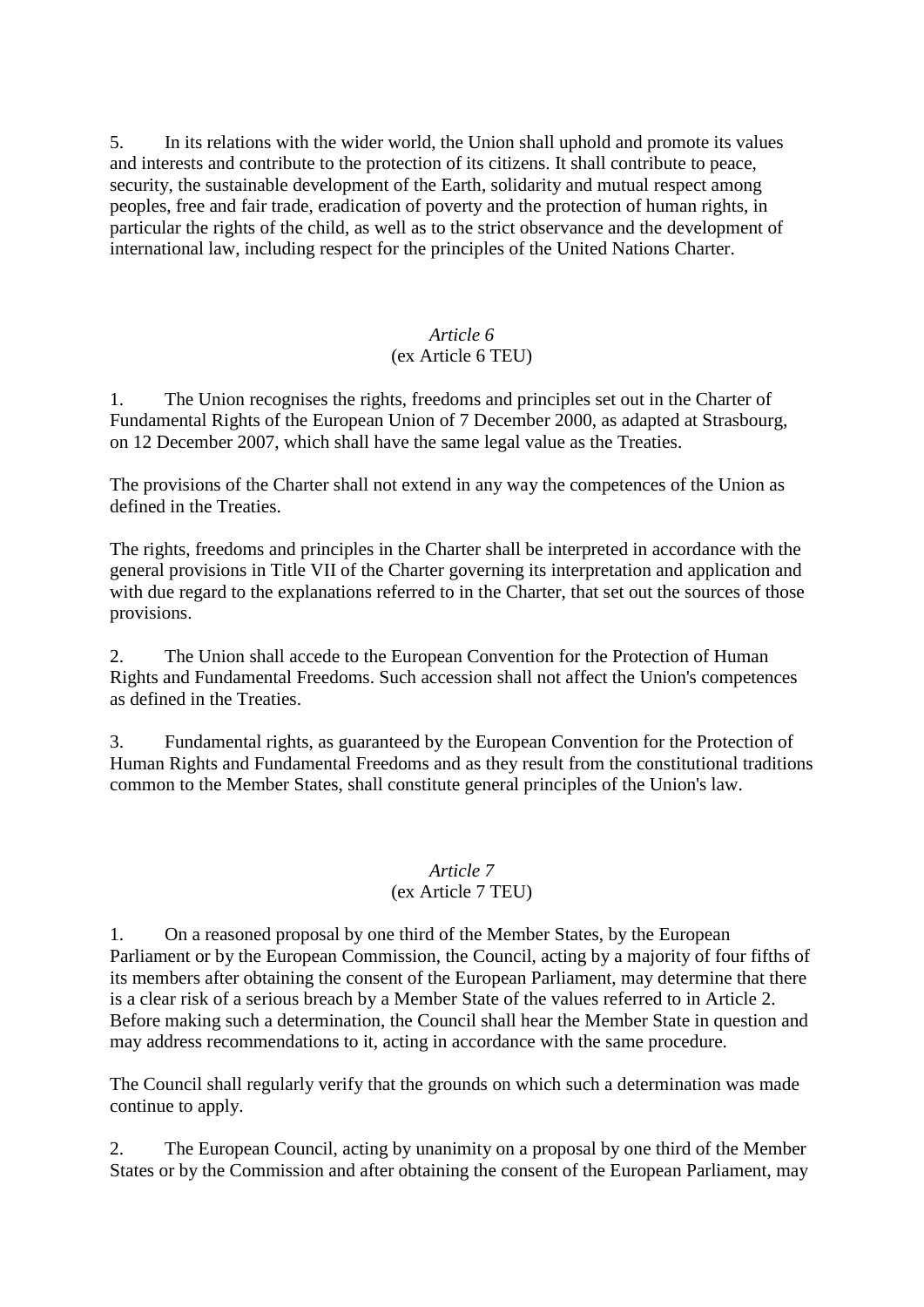5. In its relations with the wider world, the Union shall uphold and promote its values and interests and contribute to the protection of its citizens. It shall contribute to peace, security, the sustainable development of the Earth, solidarity and mutual respect among peoples, free and fair trade, eradication of poverty and the protection of human rights, in particular the rights of the child, as well as to the strict observance and the development of international law, including respect for the principles of the United Nations Charter.

### *Article 6*
### (ex Article 6 TEU)

1. The Union recognises the rights, freedoms and principles set out in the Charter of Fundamental Rights of the European Union of 7 December 2000, as adapted at Strasbourg, on 12 December 2007, which shall have the same legal value as the Treaties.

The provisions of the Charter shall not extend in any way the competences of the Union as defined in the Treaties.

The rights, freedoms and principles in the Charter shall be interpreted in accordance with the general provisions in Title VII of the Charter governing its interpretation and application and with due regard to the explanations referred to in the Charter, that set out the sources of those provisions.

2. The Union shall accede to the European Convention for the Protection of Human Rights and Fundamental Freedoms. Such accession shall not affect the Union's competences as defined in the Treaties.

3. Fundamental rights, as guaranteed by the European Convention for the Protection of Human Rights and Fundamental Freedoms and as they result from the constitutional traditions common to the Member States, shall constitute general principles of the Union's law.

### *Article 7*
### (ex Article 7 TEU)

1. On a reasoned proposal by one third of the Member States, by the European Parliament or by the European Commission, the Council, acting by a majority of four fifths of its members after obtaining the consent of the European Parliament, may determine that there is a clear risk of a serious breach by a Member State of the values referred to in Article 2. Before making such a determination, the Council shall hear the Member State in question and may address recommendations to it, acting in accordance with the same procedure.

The Council shall regularly verify that the grounds on which such a determination was made continue to apply.

2. The European Council, acting by unanimity on a proposal by one third of the Member States or by the Commission and after obtaining the consent of the European Parliament, may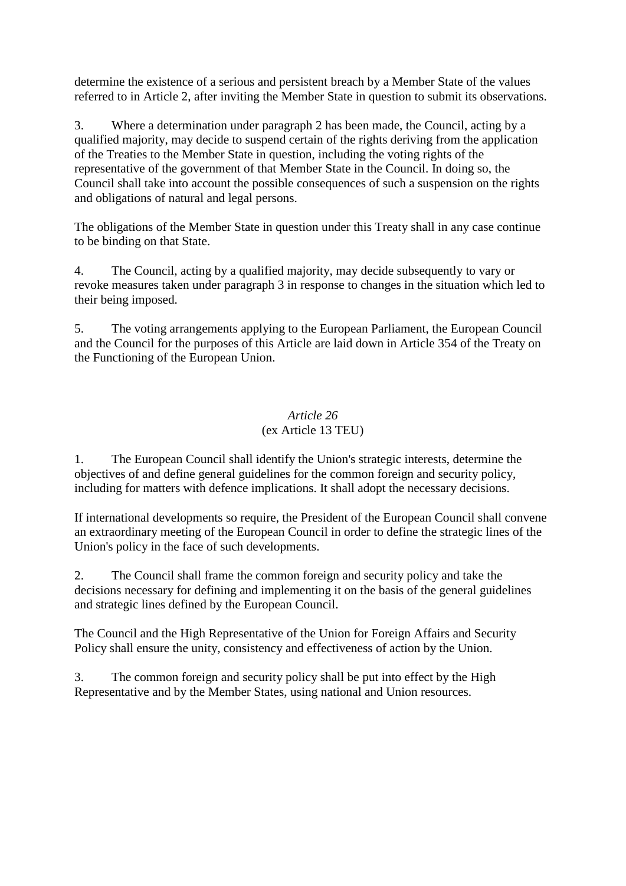determine the existence of a serious and persistent breach by a Member State of the values referred to in Article 2, after inviting the Member State in question to submit its observations.

3. Where a determination under paragraph 2 has been made, the Council, acting by a qualified majority, may decide to suspend certain of the rights deriving from the application of the Treaties to the Member State in question, including the voting rights of the representative of the government of that Member State in the Council. In doing so, the Council shall take into account the possible consequences of such a suspension on the rights and obligations of natural and legal persons.

The obligations of the Member State in question under this Treaty shall in any case continue to be binding on that State.

4. The Council, acting by a qualified majority, may decide subsequently to vary or revoke measures taken under paragraph 3 in response to changes in the situation which led to their being imposed.

5. The voting arrangements applying to the European Parliament, the European Council and the Council for the purposes of this Article are laid down in Article 354 of the Treaty on the Functioning of the European Union.

### *Article 26*
### (ex Article 13 TEU)

1. The European Council shall identify the Union's strategic interests, determine the objectives of and define general guidelines for the common foreign and security policy, including for matters with defence implications. It shall adopt the necessary decisions.

If international developments so require, the President of the European Council shall convene an extraordinary meeting of the European Council in order to define the strategic lines of the Union's policy in the face of such developments.

2. The Council shall frame the common foreign and security policy and take the decisions necessary for defining and implementing it on the basis of the general guidelines and strategic lines defined by the European Council.

The Council and the High Representative of the Union for Foreign Affairs and Security Policy shall ensure the unity, consistency and effectiveness of action by the Union.

3. The common foreign and security policy shall be put into effect by the High Representative and by the Member States, using national and Union resources.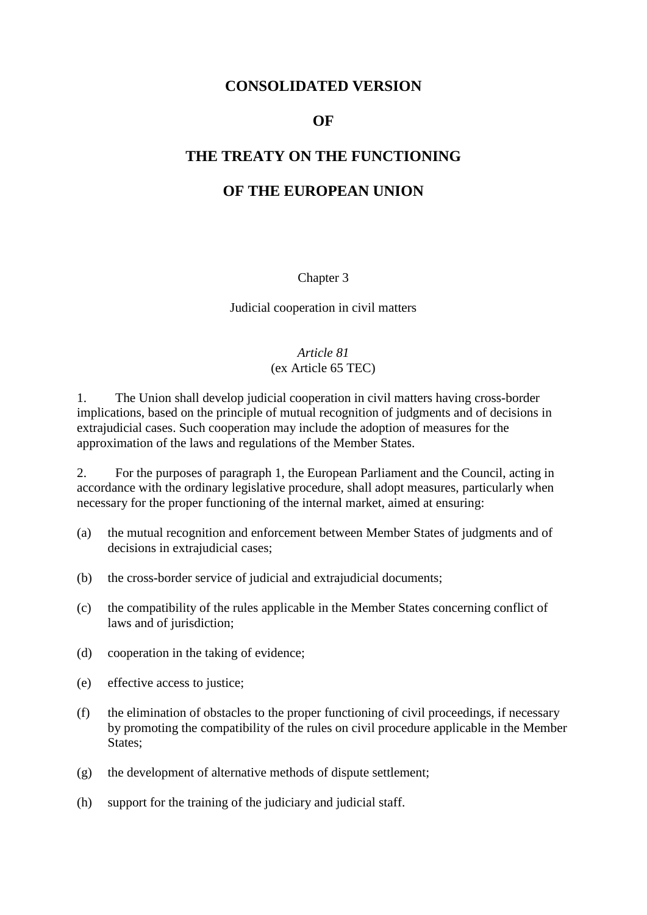# CONSOLIDATED VERSION

# OF

# THE TREATY ON THE FUNCTIONING

# OF THE EUROPEAN UNION

Chapter 3

Judicial cooperation in civil matters

*Article 81*
(ex Article 65 TEC)

1. The Union shall develop judicial cooperation in civil matters having cross-border implications, based on the principle of mutual recognition of judgments and of decisions in extrajudicial cases. Such cooperation may include the adoption of measures for the approximation of the laws and regulations of the Member States.

2. For the purposes of paragraph 1, the European Parliament and the Council, acting in accordance with the ordinary legislative procedure, shall adopt measures, particularly when necessary for the proper functioning of the internal market, aimed at ensuring:

(a) the mutual recognition and enforcement between Member States of judgments and of decisions in extrajudicial cases;

(b) the cross-border service of judicial and extrajudicial documents;

(c) the compatibility of the rules applicable in the Member States concerning conflict of laws and of jurisdiction;

(d) cooperation in the taking of evidence;

(e) effective access to justice;

(f) the elimination of obstacles to the proper functioning of civil proceedings, if necessary by promoting the compatibility of the rules on civil procedure applicable in the Member States;

(g) the development of alternative methods of dispute settlement;

(h) support for the training of the judiciary and judicial staff.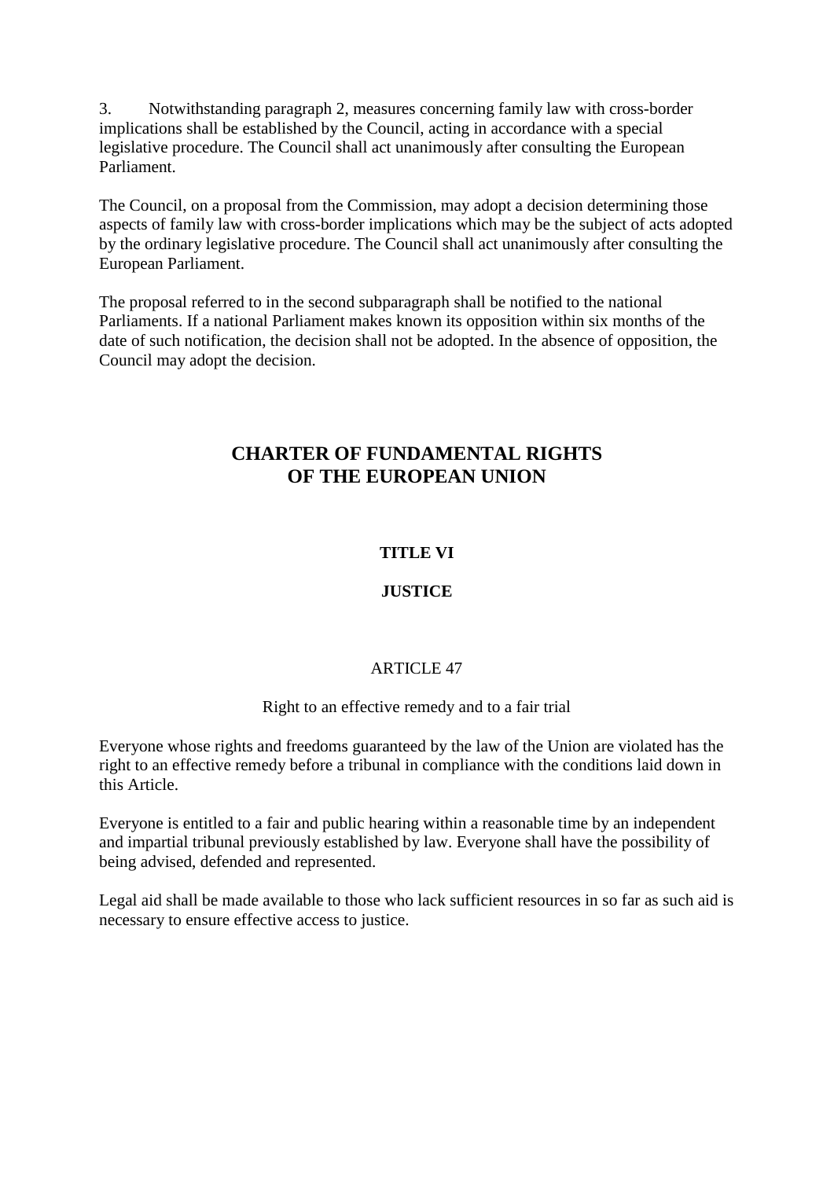3. Notwithstanding paragraph 2, measures concerning family law with cross-border implications shall be established by the Council, acting in accordance with a special legislative procedure. The Council shall act unanimously after consulting the European Parliament.

The Council, on a proposal from the Commission, may adopt a decision determining those aspects of family law with cross-border implications which may be the subject of acts adopted by the ordinary legislative procedure. The Council shall act unanimously after consulting the European Parliament.

The proposal referred to in the second subparagraph shall be notified to the national Parliaments. If a national Parliament makes known its opposition within six months of the date of such notification, the decision shall not be adopted. In the absence of opposition, the Council may adopt the decision.

# CHARTER OF FUNDAMENTAL RIGHTS OF THE EUROPEAN UNION

## TITLE VI

## JUSTICE

### ARTICLE 47

Right to an effective remedy and to a fair trial

Everyone whose rights and freedoms guaranteed by the law of the Union are violated has the right to an effective remedy before a tribunal in compliance with the conditions laid down in this Article.

Everyone is entitled to a fair and public hearing within a reasonable time by an independent and impartial tribunal previously established by law. Everyone shall have the possibility of being advised, defended and represented.

Legal aid shall be made available to those who lack sufficient resources in so far as such aid is necessary to ensure effective access to justice.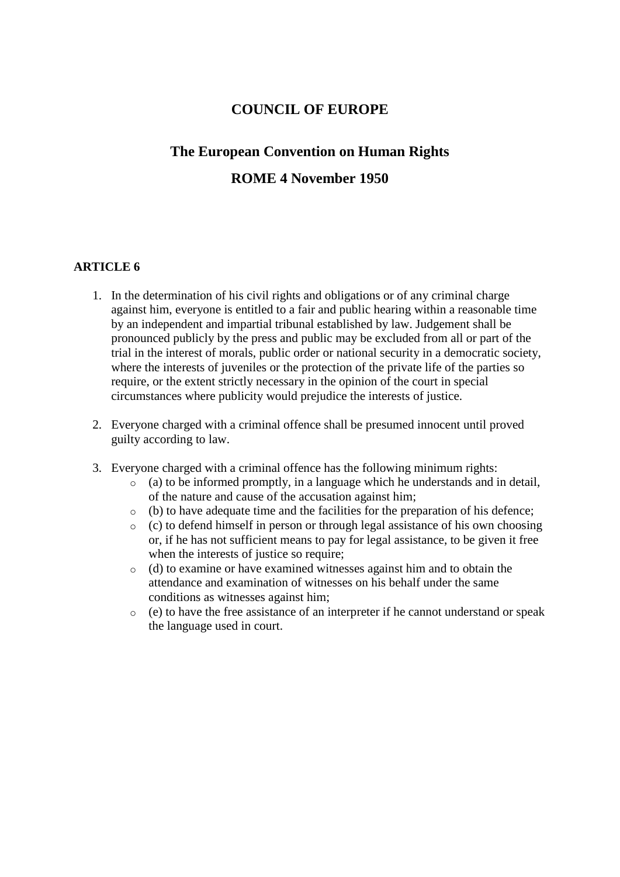# COUNCIL OF EUROPE

## The European Convention on Human Rights

## ROME 4 November 1950

**ARTICLE 6**

1. In the determination of his civil rights and obligations or of any criminal charge against him, everyone is entitled to a fair and public hearing within a reasonable time by an independent and impartial tribunal established by law. Judgement shall be pronounced publicly by the press and public may be excluded from all or part of the trial in the interest of morals, public order or national security in a democratic society, where the interests of juveniles or the protection of the private life of the parties so require, or the extent strictly necessary in the opinion of the court in special circumstances where publicity would prejudice the interests of justice.

2. Everyone charged with a criminal offence shall be presumed innocent until proved guilty according to law.

3. Everyone charged with a criminal offence has the following minimum rights:
   - (a) to be informed promptly, in a language which he understands and in detail, of the nature and cause of the accusation against him;
   - (b) to have adequate time and the facilities for the preparation of his defence;
   - (c) to defend himself in person or through legal assistance of his own choosing or, if he has not sufficient means to pay for legal assistance, to be given it free when the interests of justice so require;
   - (d) to examine or have examined witnesses against him and to obtain the attendance and examination of witnesses on his behalf under the same conditions as witnesses against him;
   - (e) to have the free assistance of an interpreter if he cannot understand or speak the language used in court.